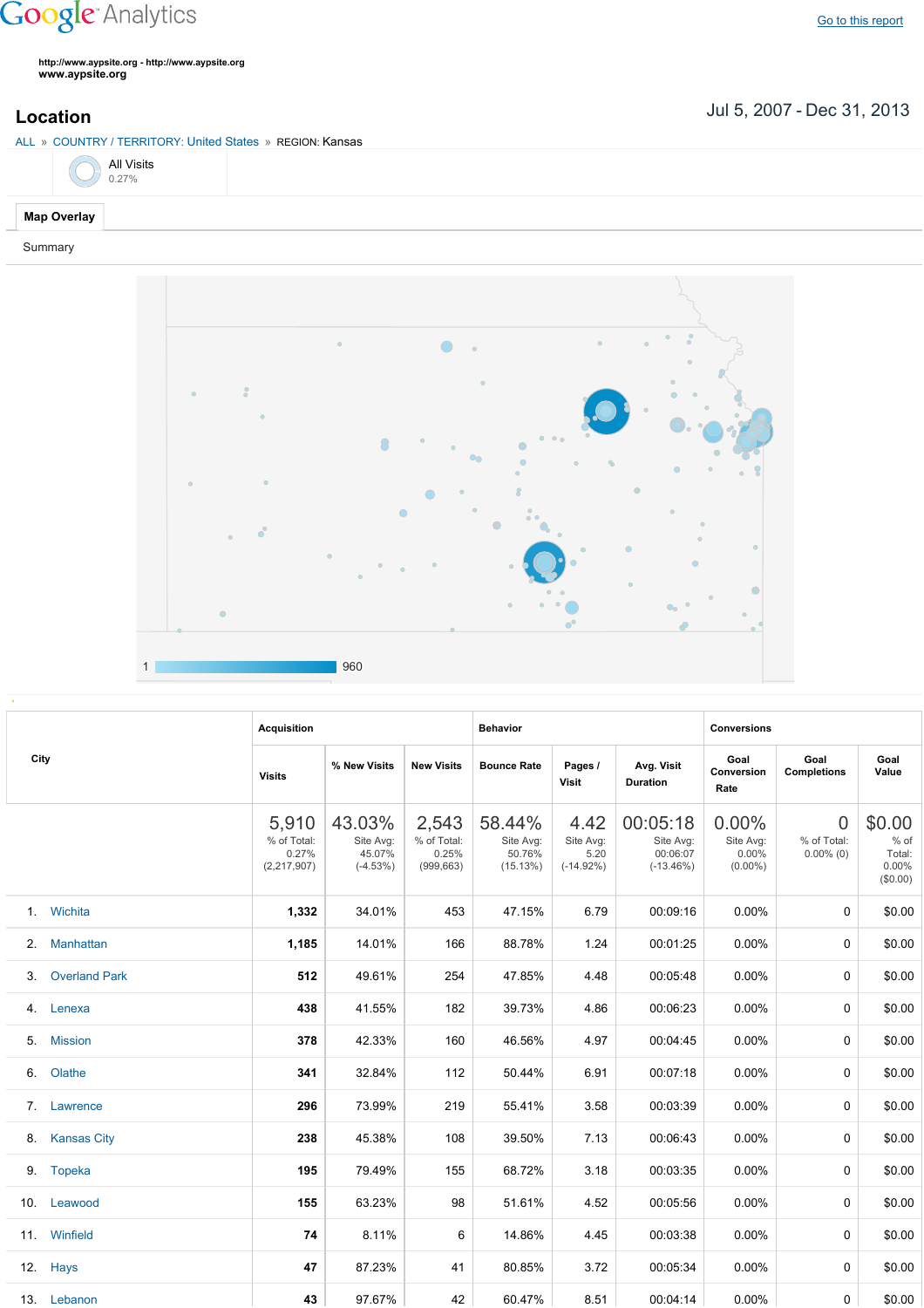Google Analytics

Go to this report

http://www.aypsite.org - http://www.aypsite.org
www.aypsite.org

## Location

Jul 5, 2007 - Dec 31, 2013

ALL » COUNTRY / TERRITORY: United States » REGION: Kansas

All Visits
0.27%

Map Overlay

Summary

1 960

| City | Acquisition | | | Behavior | | | Conversions | | |
|---|---|---|---|---|---|---|---|---|---|
| | Visits | % New Visits | New Visits | Bounce Rate | Pages / Visit | Avg. Visit Duration | Goal Conversion Rate | Goal Completions | Goal Value |
| | 5,910 % of Total: 0.27% (2,217,907) | 43.03% Site Avg: 45.07% (-4.53%) | 2,543 % of Total: 0.25% (999,663) | 58.44% Site Avg: 50.76% (15.13%) | 4.42 Site Avg: 5.20 (-14.92%) | 00:05:18 Site Avg: 00:06:07 (-13.46%) | 0.00% Site Avg: 0.00% (0.00%) | 0 % of Total: 0.00% (0) | $0.00 % of Total: 0.00% ($0.00) |
| 1. Wichita | 1,332 | 34.01% | 453 | 47.15% | 6.79 | 00:09:16 | 0.00% | 0 | $0.00 |
| 2. Manhattan | 1,185 | 14.01% | 166 | 88.78% | 1.24 | 00:01:25 | 0.00% | 0 | $0.00 |
| 3. Overland Park | 512 | 49.61% | 254 | 47.85% | 4.48 | 00:05:48 | 0.00% | 0 | $0.00 |
| 4. Lenexa | 438 | 41.55% | 182 | 39.73% | 4.86 | 00:06:23 | 0.00% | 0 | $0.00 |
| 5. Mission | 378 | 42.33% | 160 | 46.56% | 4.97 | 00:04:45 | 0.00% | 0 | $0.00 |
| 6. Olathe | 341 | 32.84% | 112 | 50.44% | 6.91 | 00:07:18 | 0.00% | 0 | $0.00 |
| 7. Lawrence | 296 | 73.99% | 219 | 55.41% | 3.58 | 00:03:39 | 0.00% | 0 | $0.00 |
| 8. Kansas City | 238 | 45.38% | 108 | 39.50% | 7.13 | 00:06:43 | 0.00% | 0 | $0.00 |
| 9. Topeka | 195 | 79.49% | 155 | 68.72% | 3.18 | 00:03:35 | 0.00% | 0 | $0.00 |
| 10. Leawood | 155 | 63.23% | 98 | 51.61% | 4.52 | 00:05:56 | 0.00% | 0 | $0.00 |
| 11. Winfield | 74 | 8.11% | 6 | 14.86% | 4.45 | 00:03:38 | 0.00% | 0 | $0.00 |
| 12. Hays | 47 | 87.23% | 41 | 80.85% | 3.72 | 00:05:34 | 0.00% | 0 | $0.00 |
| 13. Lebanon | 43 | 97.67% | 42 | 60.47% | 8.51 | 00:04:14 | 0.00% | 0 | $0.00 |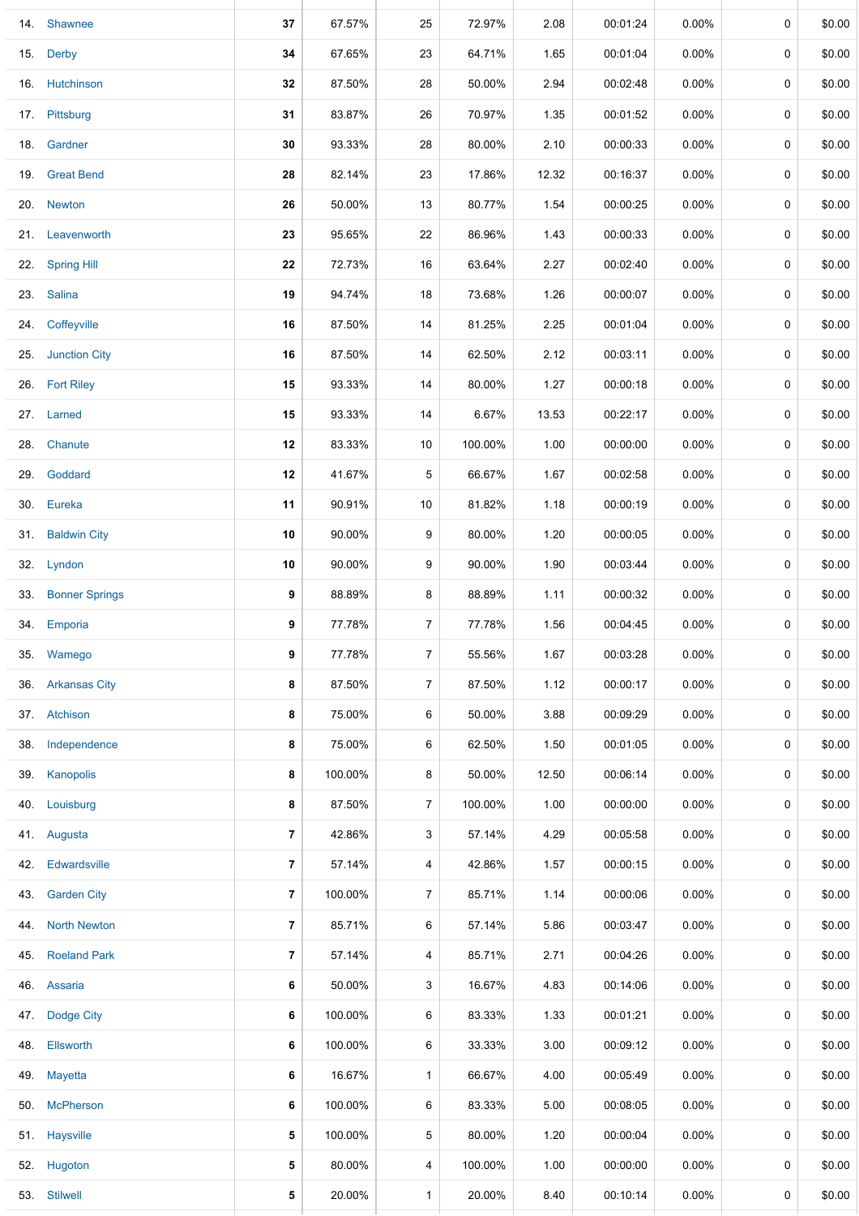| | | | | | | | | | | |
|---|---|---|---|---|---|---|---|---|---|---|
| 14. | Shawnee | **37** | 67.57% | 25 | 72.97% | 2.08 | 00:01:24 | 0.00% | 0 | $0.00 |
| 15. | Derby | **34** | 67.65% | 23 | 64.71% | 1.65 | 00:01:04 | 0.00% | 0 | $0.00 |
| 16. | Hutchinson | **32** | 87.50% | 28 | 50.00% | 2.94 | 00:02:48 | 0.00% | 0 | $0.00 |
| 17. | Pittsburg | **31** | 83.87% | 26 | 70.97% | 1.35 | 00:01:52 | 0.00% | 0 | $0.00 |
| 18. | Gardner | **30** | 93.33% | 28 | 80.00% | 2.10 | 00:00:33 | 0.00% | 0 | $0.00 |
| 19. | Great Bend | **28** | 82.14% | 23 | 17.86% | 12.32 | 00:16:37 | 0.00% | 0 | $0.00 |
| 20. | Newton | **26** | 50.00% | 13 | 80.77% | 1.54 | 00:00:25 | 0.00% | 0 | $0.00 |
| 21. | Leavenworth | **23** | 95.65% | 22 | 86.96% | 1.43 | 00:00:33 | 0.00% | 0 | $0.00 |
| 22. | Spring Hill | **22** | 72.73% | 16 | 63.64% | 2.27 | 00:02:40 | 0.00% | 0 | $0.00 |
| 23. | Salina | **19** | 94.74% | 18 | 73.68% | 1.26 | 00:00:07 | 0.00% | 0 | $0.00 |
| 24. | Coffeyville | **16** | 87.50% | 14 | 81.25% | 2.25 | 00:01:04 | 0.00% | 0 | $0.00 |
| 25. | Junction City | **16** | 87.50% | 14 | 62.50% | 2.12 | 00:03:11 | 0.00% | 0 | $0.00 |
| 26. | Fort Riley | **15** | 93.33% | 14 | 80.00% | 1.27 | 00:00:18 | 0.00% | 0 | $0.00 |
| 27. | Larned | **15** | 93.33% | 14 | 6.67% | 13.53 | 00:22:17 | 0.00% | 0 | $0.00 |
| 28. | Chanute | **12** | 83.33% | 10 | 100.00% | 1.00 | 00:00:00 | 0.00% | 0 | $0.00 |
| 29. | Goddard | **12** | 41.67% | 5 | 66.67% | 1.67 | 00:02:58 | 0.00% | 0 | $0.00 |
| 30. | Eureka | **11** | 90.91% | 10 | 81.82% | 1.18 | 00:00:19 | 0.00% | 0 | $0.00 |
| 31. | Baldwin City | **10** | 90.00% | 9 | 80.00% | 1.20 | 00:00:05 | 0.00% | 0 | $0.00 |
| 32. | Lyndon | **10** | 90.00% | 9 | 90.00% | 1.90 | 00:03:44 | 0.00% | 0 | $0.00 |
| 33. | Bonner Springs | **9** | 88.89% | 8 | 88.89% | 1.11 | 00:00:32 | 0.00% | 0 | $0.00 |
| 34. | Emporia | **9** | 77.78% | 7 | 77.78% | 1.56 | 00:04:45 | 0.00% | 0 | $0.00 |
| 35. | Wamego | **9** | 77.78% | 7 | 55.56% | 1.67 | 00:03:28 | 0.00% | 0 | $0.00 |
| 36. | Arkansas City | **8** | 87.50% | 7 | 87.50% | 1.12 | 00:00:17 | 0.00% | 0 | $0.00 |
| 37. | Atchison | **8** | 75.00% | 6 | 50.00% | 3.88 | 00:09:29 | 0.00% | 0 | $0.00 |
| 38. | Independence | **8** | 75.00% | 6 | 62.50% | 1.50 | 00:01:05 | 0.00% | 0 | $0.00 |
| 39. | Kanopolis | **8** | 100.00% | 8 | 50.00% | 12.50 | 00:06:14 | 0.00% | 0 | $0.00 |
| 40. | Louisburg | **8** | 87.50% | 7 | 100.00% | 1.00 | 00:00:00 | 0.00% | 0 | $0.00 |
| 41. | Augusta | **7** | 42.86% | 3 | 57.14% | 4.29 | 00:05:58 | 0.00% | 0 | $0.00 |
| 42. | Edwardsville | **7** | 57.14% | 4 | 42.86% | 1.57 | 00:00:15 | 0.00% | 0 | $0.00 |
| 43. | Garden City | **7** | 100.00% | 7 | 85.71% | 1.14 | 00:00:06 | 0.00% | 0 | $0.00 |
| 44. | North Newton | **7** | 85.71% | 6 | 57.14% | 5.86 | 00:03:47 | 0.00% | 0 | $0.00 |
| 45. | Roeland Park | **7** | 57.14% | 4 | 85.71% | 2.71 | 00:04:26 | 0.00% | 0 | $0.00 |
| 46. | Assaria | **6** | 50.00% | 3 | 16.67% | 4.83 | 00:14:06 | 0.00% | 0 | $0.00 |
| 47. | Dodge City | **6** | 100.00% | 6 | 83.33% | 1.33 | 00:01:21 | 0.00% | 0 | $0.00 |
| 48. | Ellsworth | **6** | 100.00% | 6 | 33.33% | 3.00 | 00:09:12 | 0.00% | 0 | $0.00 |
| 49. | Mayetta | **6** | 16.67% | 1 | 66.67% | 4.00 | 00:05:49 | 0.00% | 0 | $0.00 |
| 50. | McPherson | **6** | 100.00% | 6 | 83.33% | 5.00 | 00:08:05 | 0.00% | 0 | $0.00 |
| 51. | Haysville | **5** | 100.00% | 5 | 80.00% | 1.20 | 00:00:04 | 0.00% | 0 | $0.00 |
| 52. | Hugoton | **5** | 80.00% | 4 | 100.00% | 1.00 | 00:00:00 | 0.00% | 0 | $0.00 |
| 53. | Stilwell | **5** | 20.00% | 1 | 20.00% | 8.40 | 00:10:14 | 0.00% | 0 | $0.00 |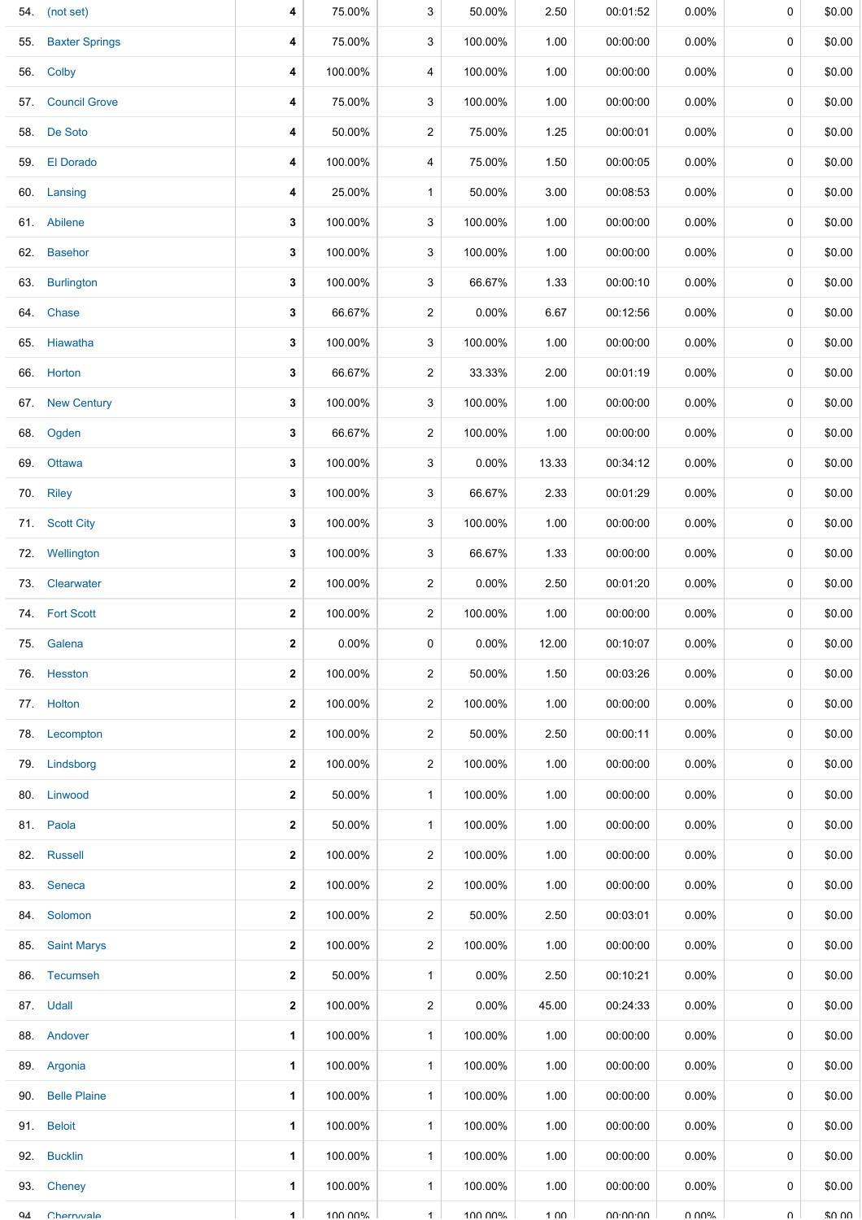| | | | | | | | | | | |
|---|---|---|---|---|---|---|---|---|---|---|
| 54. | (not set) | 4 | 75.00% | 3 | 50.00% | 2.50 | 00:01:52 | 0.00% | 0 | $0.00 |
| 55. | Baxter Springs | 4 | 75.00% | 3 | 100.00% | 1.00 | 00:00:00 | 0.00% | 0 | $0.00 |
| 56. | Colby | 4 | 100.00% | 4 | 100.00% | 1.00 | 00:00:00 | 0.00% | 0 | $0.00 |
| 57. | Council Grove | 4 | 75.00% | 3 | 100.00% | 1.00 | 00:00:00 | 0.00% | 0 | $0.00 |
| 58. | De Soto | 4 | 50.00% | 2 | 75.00% | 1.25 | 00:00:01 | 0.00% | 0 | $0.00 |
| 59. | El Dorado | 4 | 100.00% | 4 | 75.00% | 1.50 | 00:00:05 | 0.00% | 0 | $0.00 |
| 60. | Lansing | 4 | 25.00% | 1 | 50.00% | 3.00 | 00:08:53 | 0.00% | 0 | $0.00 |
| 61. | Abilene | 3 | 100.00% | 3 | 100.00% | 1.00 | 00:00:00 | 0.00% | 0 | $0.00 |
| 62. | Basehor | 3 | 100.00% | 3 | 100.00% | 1.00 | 00:00:00 | 0.00% | 0 | $0.00 |
| 63. | Burlington | 3 | 100.00% | 3 | 66.67% | 1.33 | 00:00:10 | 0.00% | 0 | $0.00 |
| 64. | Chase | 3 | 66.67% | 2 | 0.00% | 6.67 | 00:12:56 | 0.00% | 0 | $0.00 |
| 65. | Hiawatha | 3 | 100.00% | 3 | 100.00% | 1.00 | 00:00:00 | 0.00% | 0 | $0.00 |
| 66. | Horton | 3 | 66.67% | 2 | 33.33% | 2.00 | 00:01:19 | 0.00% | 0 | $0.00 |
| 67. | New Century | 3 | 100.00% | 3 | 100.00% | 1.00 | 00:00:00 | 0.00% | 0 | $0.00 |
| 68. | Ogden | 3 | 66.67% | 2 | 100.00% | 1.00 | 00:00:00 | 0.00% | 0 | $0.00 |
| 69. | Ottawa | 3 | 100.00% | 3 | 0.00% | 13.33 | 00:34:12 | 0.00% | 0 | $0.00 |
| 70. | Riley | 3 | 100.00% | 3 | 66.67% | 2.33 | 00:01:29 | 0.00% | 0 | $0.00 |
| 71. | Scott City | 3 | 100.00% | 3 | 100.00% | 1.00 | 00:00:00 | 0.00% | 0 | $0.00 |
| 72. | Wellington | 3 | 100.00% | 3 | 66.67% | 1.33 | 00:00:00 | 0.00% | 0 | $0.00 |
| 73. | Clearwater | 2 | 100.00% | 2 | 0.00% | 2.50 | 00:01:20 | 0.00% | 0 | $0.00 |
| 74. | Fort Scott | 2 | 100.00% | 2 | 100.00% | 1.00 | 00:00:00 | 0.00% | 0 | $0.00 |
| 75. | Galena | 2 | 0.00% | 0 | 0.00% | 12.00 | 00:10:07 | 0.00% | 0 | $0.00 |
| 76. | Hesston | 2 | 100.00% | 2 | 50.00% | 1.50 | 00:03:26 | 0.00% | 0 | $0.00 |
| 77. | Holton | 2 | 100.00% | 2 | 100.00% | 1.00 | 00:00:00 | 0.00% | 0 | $0.00 |
| 78. | Lecompton | 2 | 100.00% | 2 | 50.00% | 2.50 | 00:00:11 | 0.00% | 0 | $0.00 |
| 79. | Lindsborg | 2 | 100.00% | 2 | 100.00% | 1.00 | 00:00:00 | 0.00% | 0 | $0.00 |
| 80. | Linwood | 2 | 50.00% | 1 | 100.00% | 1.00 | 00:00:00 | 0.00% | 0 | $0.00 |
| 81. | Paola | 2 | 50.00% | 1 | 100.00% | 1.00 | 00:00:00 | 0.00% | 0 | $0.00 |
| 82. | Russell | 2 | 100.00% | 2 | 100.00% | 1.00 | 00:00:00 | 0.00% | 0 | $0.00 |
| 83. | Seneca | 2 | 100.00% | 2 | 100.00% | 1.00 | 00:00:00 | 0.00% | 0 | $0.00 |
| 84. | Solomon | 2 | 100.00% | 2 | 50.00% | 2.50 | 00:03:01 | 0.00% | 0 | $0.00 |
| 85. | Saint Marys | 2 | 100.00% | 2 | 100.00% | 1.00 | 00:00:00 | 0.00% | 0 | $0.00 |
| 86. | Tecumseh | 2 | 50.00% | 1 | 0.00% | 2.50 | 00:10:21 | 0.00% | 0 | $0.00 |
| 87. | Udall | 2 | 100.00% | 2 | 0.00% | 45.00 | 00:24:33 | 0.00% | 0 | $0.00 |
| 88. | Andover | 1 | 100.00% | 1 | 100.00% | 1.00 | 00:00:00 | 0.00% | 0 | $0.00 |
| 89. | Argonia | 1 | 100.00% | 1 | 100.00% | 1.00 | 00:00:00 | 0.00% | 0 | $0.00 |
| 90. | Belle Plaine | 1 | 100.00% | 1 | 100.00% | 1.00 | 00:00:00 | 0.00% | 0 | $0.00 |
| 91. | Beloit | 1 | 100.00% | 1 | 100.00% | 1.00 | 00:00:00 | 0.00% | 0 | $0.00 |
| 92. | Bucklin | 1 | 100.00% | 1 | 100.00% | 1.00 | 00:00:00 | 0.00% | 0 | $0.00 |
| 93. | Cheney | 1 | 100.00% | 1 | 100.00% | 1.00 | 00:00:00 | 0.00% | 0 | $0.00 |
| 94. | Cherryvale | 1 | 100.00% | 1 | 100.00% | 1.00 | 00:00:00 | 0.00% | 0 | $0.00 |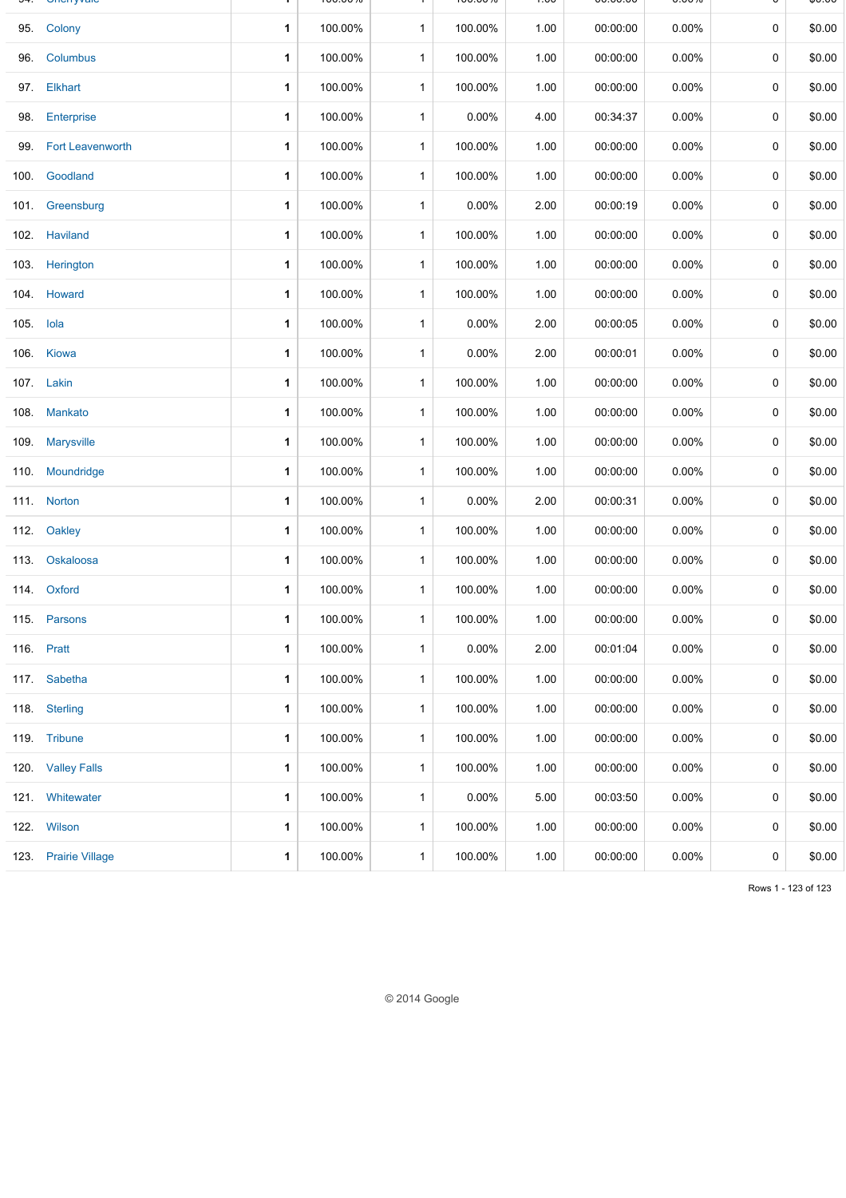| | | | | | | | | | |
|---|---|---|---|---|---|---|---|---|---|
| 95. | Colony | **1** | 100.00% | 1 | 100.00% | 1.00 | 00:00:00 | 0.00% | 0 | $0.00 |
| 96. | Columbus | **1** | 100.00% | 1 | 100.00% | 1.00 | 00:00:00 | 0.00% | 0 | $0.00 |
| 97. | Elkhart | **1** | 100.00% | 1 | 100.00% | 1.00 | 00:00:00 | 0.00% | 0 | $0.00 |
| 98. | Enterprise | **1** | 100.00% | 1 | 0.00% | 4.00 | 00:34:37 | 0.00% | 0 | $0.00 |
| 99. | Fort Leavenworth | **1** | 100.00% | 1 | 100.00% | 1.00 | 00:00:00 | 0.00% | 0 | $0.00 |
| 100. | Goodland | **1** | 100.00% | 1 | 100.00% | 1.00 | 00:00:00 | 0.00% | 0 | $0.00 |
| 101. | Greensburg | **1** | 100.00% | 1 | 0.00% | 2.00 | 00:00:19 | 0.00% | 0 | $0.00 |
| 102. | Haviland | **1** | 100.00% | 1 | 100.00% | 1.00 | 00:00:00 | 0.00% | 0 | $0.00 |
| 103. | Herington | **1** | 100.00% | 1 | 100.00% | 1.00 | 00:00:00 | 0.00% | 0 | $0.00 |
| 104. | Howard | **1** | 100.00% | 1 | 100.00% | 1.00 | 00:00:00 | 0.00% | 0 | $0.00 |
| 105. | Iola | **1** | 100.00% | 1 | 0.00% | 2.00 | 00:00:05 | 0.00% | 0 | $0.00 |
| 106. | Kiowa | **1** | 100.00% | 1 | 0.00% | 2.00 | 00:00:01 | 0.00% | 0 | $0.00 |
| 107. | Lakin | **1** | 100.00% | 1 | 100.00% | 1.00 | 00:00:00 | 0.00% | 0 | $0.00 |
| 108. | Mankato | **1** | 100.00% | 1 | 100.00% | 1.00 | 00:00:00 | 0.00% | 0 | $0.00 |
| 109. | Marysville | **1** | 100.00% | 1 | 100.00% | 1.00 | 00:00:00 | 0.00% | 0 | $0.00 |
| 110. | Moundridge | **1** | 100.00% | 1 | 100.00% | 1.00 | 00:00:00 | 0.00% | 0 | $0.00 |
| 111. | Norton | **1** | 100.00% | 1 | 0.00% | 2.00 | 00:00:31 | 0.00% | 0 | $0.00 |
| 112. | Oakley | **1** | 100.00% | 1 | 100.00% | 1.00 | 00:00:00 | 0.00% | 0 | $0.00 |
| 113. | Oskaloosa | **1** | 100.00% | 1 | 100.00% | 1.00 | 00:00:00 | 0.00% | 0 | $0.00 |
| 114. | Oxford | **1** | 100.00% | 1 | 100.00% | 1.00 | 00:00:00 | 0.00% | 0 | $0.00 |
| 115. | Parsons | **1** | 100.00% | 1 | 100.00% | 1.00 | 00:00:00 | 0.00% | 0 | $0.00 |
| 116. | Pratt | **1** | 100.00% | 1 | 0.00% | 2.00 | 00:01:04 | 0.00% | 0 | $0.00 |
| 117. | Sabetha | **1** | 100.00% | 1 | 100.00% | 1.00 | 00:00:00 | 0.00% | 0 | $0.00 |
| 118. | Sterling | **1** | 100.00% | 1 | 100.00% | 1.00 | 00:00:00 | 0.00% | 0 | $0.00 |
| 119. | Tribune | **1** | 100.00% | 1 | 100.00% | 1.00 | 00:00:00 | 0.00% | 0 | $0.00 |
| 120. | Valley Falls | **1** | 100.00% | 1 | 100.00% | 1.00 | 00:00:00 | 0.00% | 0 | $0.00 |
| 121. | Whitewater | **1** | 100.00% | 1 | 0.00% | 5.00 | 00:03:50 | 0.00% | 0 | $0.00 |
| 122. | Wilson | **1** | 100.00% | 1 | 100.00% | 1.00 | 00:00:00 | 0.00% | 0 | $0.00 |
| 123. | Prairie Village | **1** | 100.00% | 1 | 100.00% | 1.00 | 00:00:00 | 0.00% | 0 | $0.00 |

Rows 1 - 123 of 123

© 2014 Google